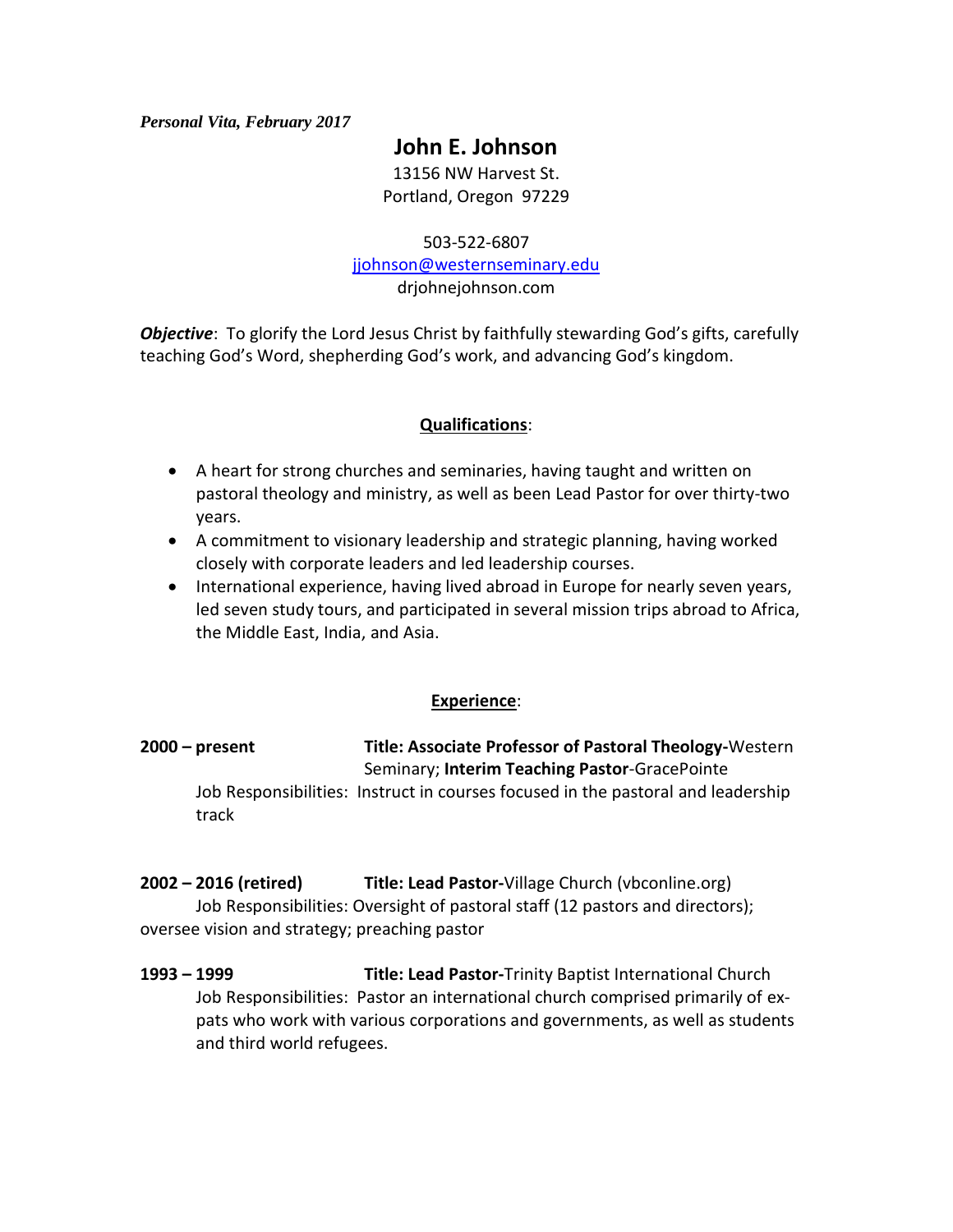*Personal Vita, February 2017*

# John E. Johnson

13156 NW Harvest St.
Portland, Oregon 97229

503-522-6807
[jjohnson@westernseminary.edu](mailto:jjohnson@westernseminary.edu)
drjohnejohnson.com

***Objective***: To glorify the Lord Jesus Christ by faithfully stewarding God's gifts, carefully teaching God's Word, shepherding God's work, and advancing God's kingdom.

## Qualifications:

- A heart for strong churches and seminaries, having taught and written on pastoral theology and ministry, as well as been Lead Pastor for over thirty-two years.
- A commitment to visionary leadership and strategic planning, having worked closely with corporate leaders and led leadership courses.
- International experience, having lived abroad in Europe for nearly seven years, led seven study tours, and participated in several mission trips abroad to Africa, the Middle East, India, and Asia.

## Experience:

**2000 – present** **Title: Associate Professor of Pastoral Theology-**Western Seminary; **Interim Teaching Pastor**-GracePointe

Job Responsibilities: Instruct in courses focused in the pastoral and leadership track

**2002 – 2016 (retired)** **Title: Lead Pastor-**Village Church (vbconline.org)

Job Responsibilities: Oversight of pastoral staff (12 pastors and directors); oversee vision and strategy; preaching pastor

**1993 – 1999** **Title: Lead Pastor-**Trinity Baptist International Church

Job Responsibilities: Pastor an international church comprised primarily of ex-pats who work with various corporations and governments, as well as students and third world refugees.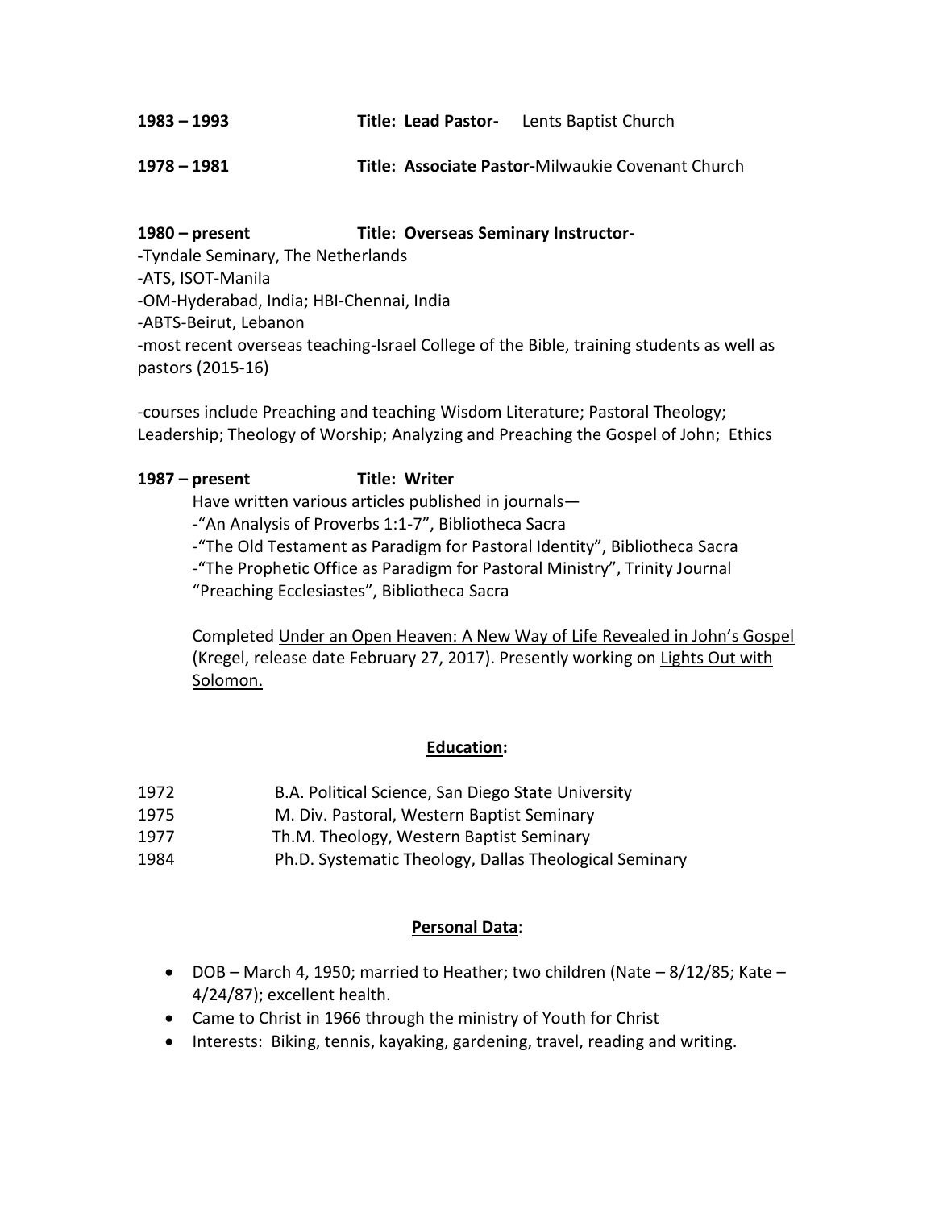**1983 – 1993** **Title: Lead Pastor-** Lents Baptist Church

**1978 – 1981** **Title: Associate Pastor-**Milwaukie Covenant Church

**1980 – present** **Title: Overseas Seminary Instructor-**

**-**Tyndale Seminary, The Netherlands
-ATS, ISOT-Manila
-OM-Hyderabad, India; HBI-Chennai, India
-ABTS-Beirut, Lebanon
-most recent overseas teaching-Israel College of the Bible, training students as well as pastors (2015-16)

-courses include Preaching and teaching Wisdom Literature; Pastoral Theology; Leadership; Theology of Worship; Analyzing and Preaching the Gospel of John; Ethics

**1987 – present** **Title: Writer**

Have written various articles published in journals—
-"An Analysis of Proverbs 1:1-7", Bibliotheca Sacra
-"The Old Testament as Paradigm for Pastoral Identity", Bibliotheca Sacra
-"The Prophetic Office as Paradigm for Pastoral Ministry", Trinity Journal
"Preaching Ecclesiastes", Bibliotheca Sacra

Completed <u>Under an Open Heaven: A New Way of Life Revealed in John's Gospel</u> (Kregel, release date February 27, 2017). Presently working on <u>Lights Out with Solomon.</u>

## **<u>Education</u>:**

| | |
|---|---|
| 1972 | B.A. Political Science, San Diego State University |
| 1975 | M. Div. Pastoral, Western Baptist Seminary |
| 1977 | Th.M. Theology, Western Baptist Seminary |
| 1984 | Ph.D. Systematic Theology, Dallas Theological Seminary |

## **<u>Personal Data</u>**:

- DOB – March 4, 1950; married to Heather; two children (Nate – 8/12/85; Kate – 4/24/87); excellent health.
- Came to Christ in 1966 through the ministry of Youth for Christ
- Interests: Biking, tennis, kayaking, gardening, travel, reading and writing.